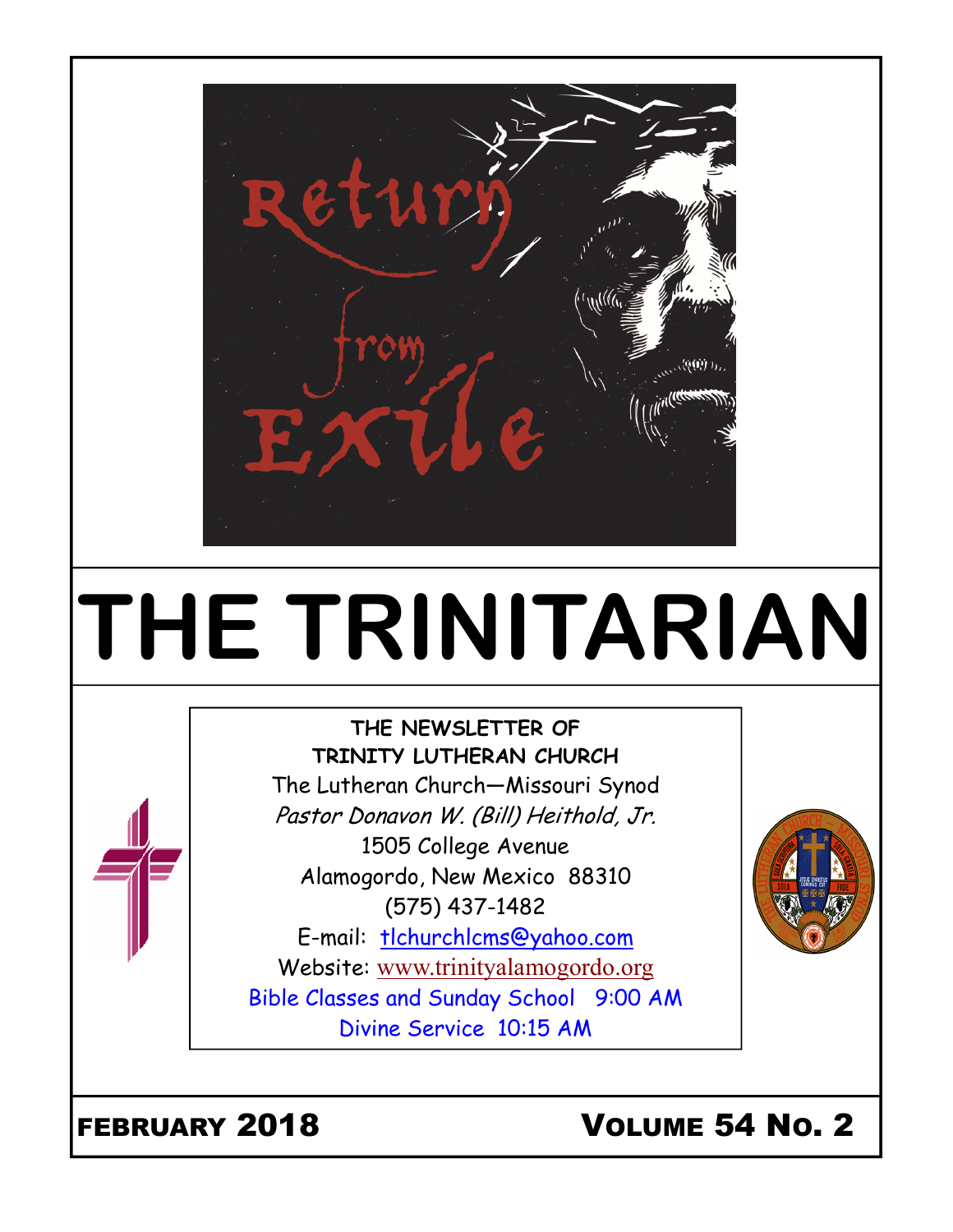Return from Exile

# THE TRINITARIAN

**THE NEWSLETTER OF**
**TRINITY LUTHERAN CHURCH**

The Lutheran Church—Missouri Synod

*Pastor Donavon W. (Bill) Heithold, Jr.*

1505 College Avenue

Alamogordo, New Mexico 88310

(575) 437-1482

E-mail: tlchurchlcms@yahoo.com

Website: www.trinityalamogordo.org

Bible Classes and Sunday School 9:00 AM

Divine Service 10:15 AM

**FEBRUARY 2018** **VOLUME 54 NO. 2**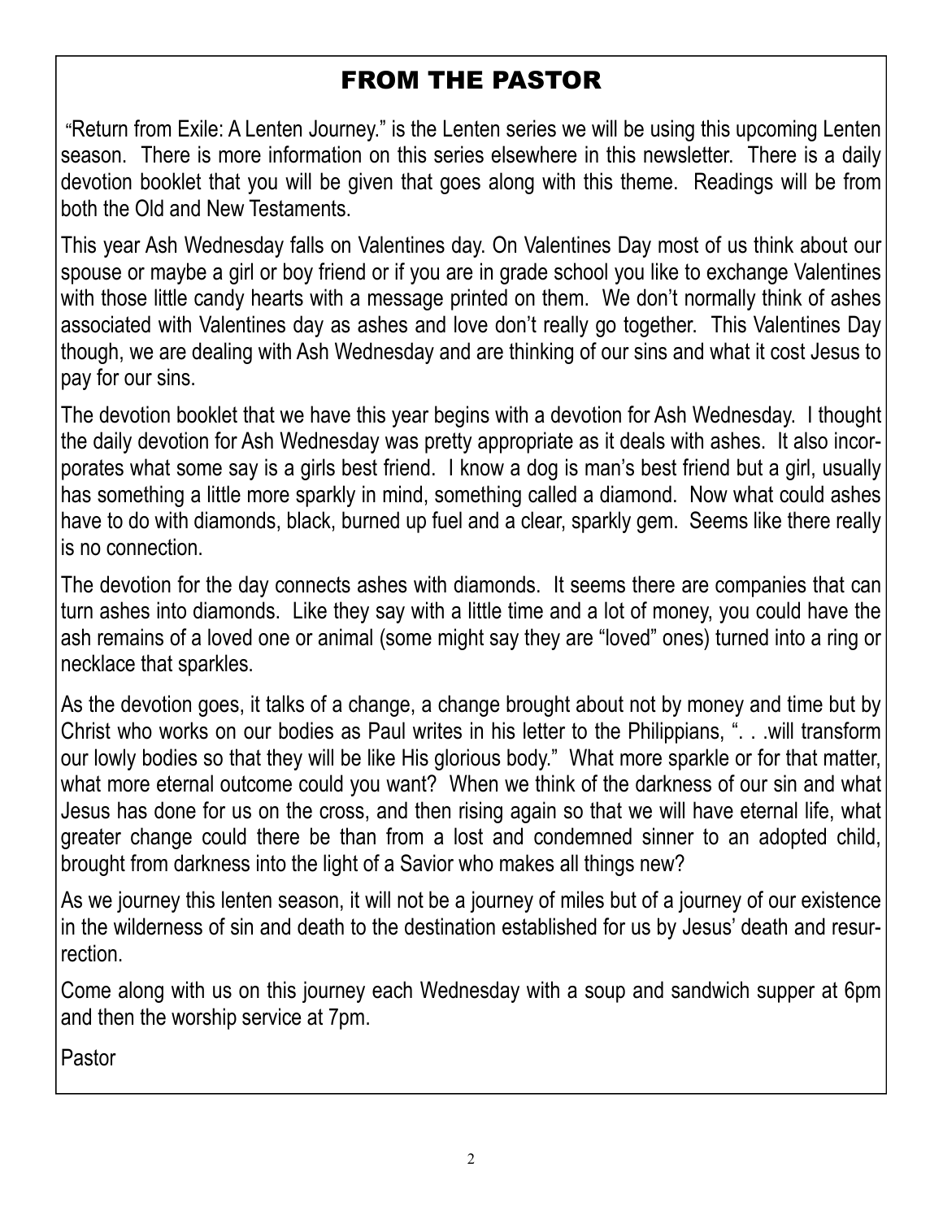# FROM THE PASTOR

"Return from Exile: A Lenten Journey." is the Lenten series we will be using this upcoming Lenten season. There is more information on this series elsewhere in this newsletter. There is a daily devotion booklet that you will be given that goes along with this theme. Readings will be from both the Old and New Testaments.

This year Ash Wednesday falls on Valentines day. On Valentines Day most of us think about our spouse or maybe a girl or boy friend or if you are in grade school you like to exchange Valentines with those little candy hearts with a message printed on them. We don't normally think of ashes associated with Valentines day as ashes and love don't really go together. This Valentines Day though, we are dealing with Ash Wednesday and are thinking of our sins and what it cost Jesus to pay for our sins.

The devotion booklet that we have this year begins with a devotion for Ash Wednesday. I thought the daily devotion for Ash Wednesday was pretty appropriate as it deals with ashes. It also incorporates what some say is a girls best friend. I know a dog is man's best friend but a girl, usually has something a little more sparkly in mind, something called a diamond. Now what could ashes have to do with diamonds, black, burned up fuel and a clear, sparkly gem. Seems like there really is no connection.

The devotion for the day connects ashes with diamonds. It seems there are companies that can turn ashes into diamonds. Like they say with a little time and a lot of money, you could have the ash remains of a loved one or animal (some might say they are "loved" ones) turned into a ring or necklace that sparkles.

As the devotion goes, it talks of a change, a change brought about not by money and time but by Christ who works on our bodies as Paul writes in his letter to the Philippians, ". . .will transform our lowly bodies so that they will be like His glorious body." What more sparkle or for that matter, what more eternal outcome could you want? When we think of the darkness of our sin and what Jesus has done for us on the cross, and then rising again so that we will have eternal life, what greater change could there be than from a lost and condemned sinner to an adopted child, brought from darkness into the light of a Savior who makes all things new?

As we journey this lenten season, it will not be a journey of miles but of a journey of our existence in the wilderness of sin and death to the destination established for us by Jesus' death and resurrection.

Come along with us on this journey each Wednesday with a soup and sandwich supper at 6pm and then the worship service at 7pm.

Pastor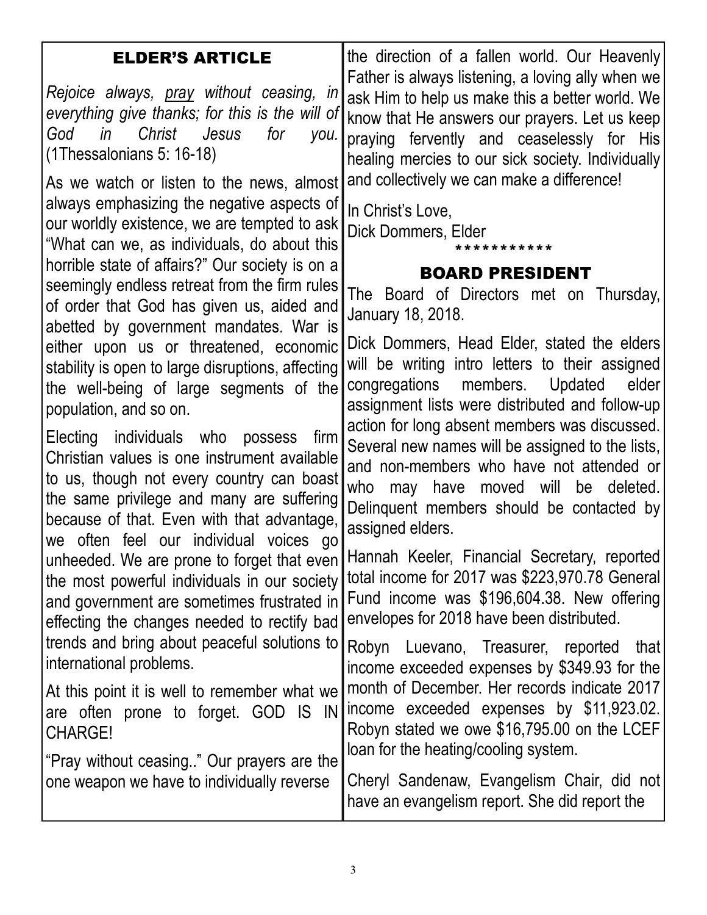## ELDER'S ARTICLE

*Rejoice always, pray without ceasing, in everything give thanks; for this is the will of God in Christ Jesus for you.* (1Thessalonians 5: 16-18)

As we watch or listen to the news, almost always emphasizing the negative aspects of our worldly existence, we are tempted to ask "What can we, as individuals, do about this horrible state of affairs?" Our society is on a seemingly endless retreat from the firm rules of order that God has given us, aided and abetted by government mandates. War is either upon us or threatened, economic stability is open to large disruptions, affecting the well-being of large segments of the population, and so on.

Electing individuals who possess firm Christian values is one instrument available to us, though not every country can boast the same privilege and many are suffering because of that. Even with that advantage, we often feel our individual voices go unheeded. We are prone to forget that even the most powerful individuals in our society and government are sometimes frustrated in effecting the changes needed to rectify bad trends and bring about peaceful solutions to international problems.

At this point it is well to remember what we are often prone to forget. GOD IS IN CHARGE!

"Pray without ceasing.." Our prayers are the one weapon we have to individually reverse the direction of a fallen world. Our Heavenly Father is always listening, a loving ally when we ask Him to help us make this a better world. We know that He answers our prayers. Let us keep praying fervently and ceaselessly for His healing mercies to our sick society. Individually and collectively we can make a difference!

In Christ's Love,
Dick Dommers, Elder

***********

## BOARD PRESIDENT

The Board of Directors met on Thursday, January 18, 2018.

Dick Dommers, Head Elder, stated the elders will be writing intro letters to their assigned congregations members. Updated elder assignment lists were distributed and follow-up action for long absent members was discussed. Several new names will be assigned to the lists, and non-members who have not attended or who may have moved will be deleted. Delinquent members should be contacted by assigned elders.

Hannah Keeler, Financial Secretary, reported total income for 2017 was $223,970.78 General Fund income was $196,604.38. New offering envelopes for 2018 have been distributed.

Robyn Luevano, Treasurer, reported that income exceeded expenses by $349.93 for the month of December. Her records indicate 2017 income exceeded expenses by $11,923.02. Robyn stated we owe $16,795.00 on the LCEF loan for the heating/cooling system.

Cheryl Sandenaw, Evangelism Chair, did not have an evangelism report. She did report the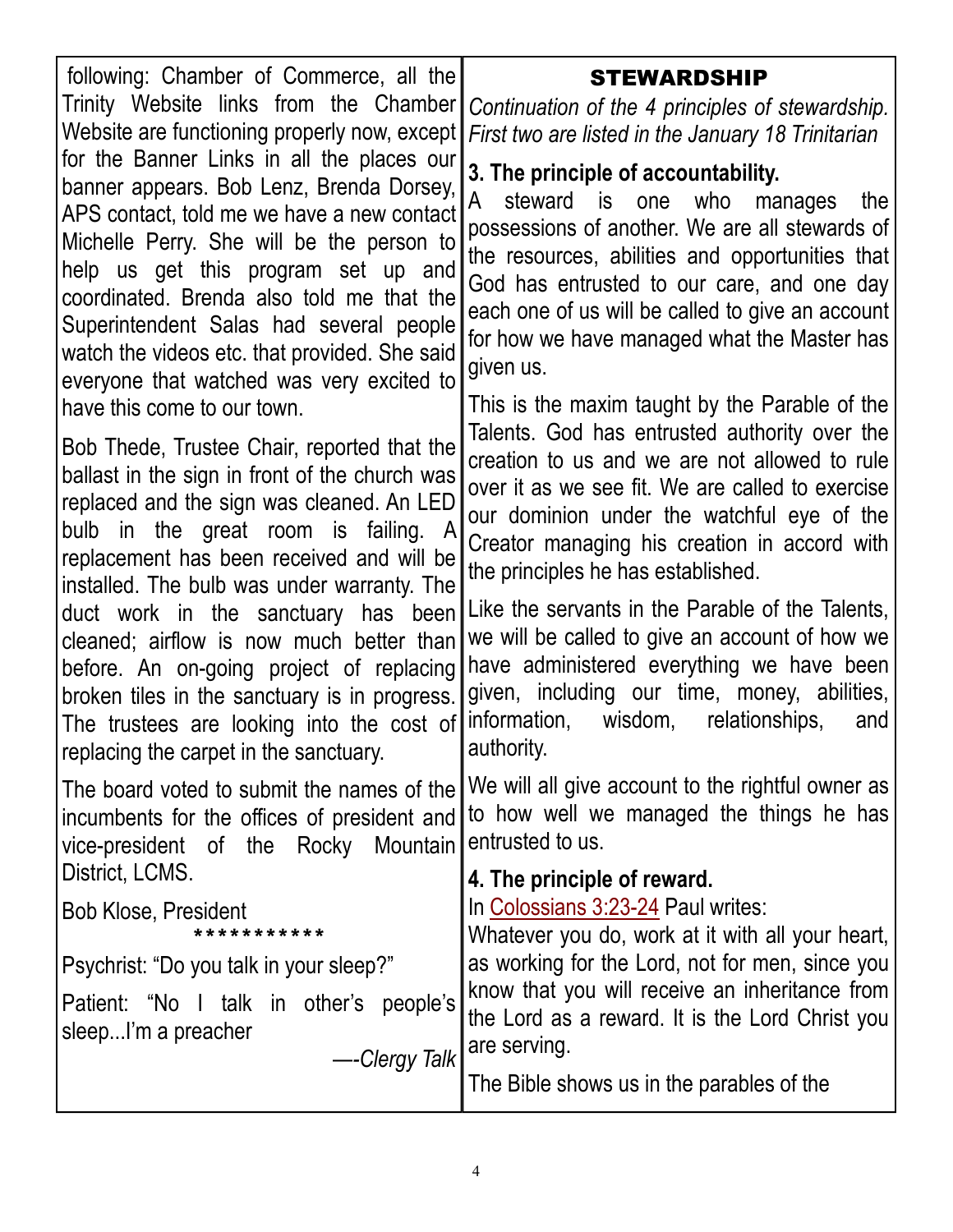following: Chamber of Commerce, all the Trinity Website links from the Chamber Website are functioning properly now, except for the Banner Links in all the places our banner appears. Bob Lenz, Brenda Dorsey, APS contact, told me we have a new contact Michelle Perry. She will be the person to help us get this program set up and coordinated. Brenda also told me that the Superintendent Salas had several people watch the videos etc. that provided. She said everyone that watched was very excited to have this come to our town.

Bob Thede, Trustee Chair, reported that the ballast in the sign in front of the church was replaced and the sign was cleaned. An LED bulb in the great room is failing. A replacement has been received and will be installed. The bulb was under warranty. The duct work in the sanctuary has been cleaned; airflow is now much better than before. An on-going project of replacing broken tiles in the sanctuary is in progress. The trustees are looking into the cost of replacing the carpet in the sanctuary.

The board voted to submit the names of the incumbents for the offices of president and vice-president of the Rocky Mountain District, LCMS.

Bob Klose, President

***********

Psychrist: "Do you talk in your sleep?"

Patient: "No I talk in other's people's sleep...I'm a preacher

—-*Clergy Talk*

## STEWARDSHIP

*Continuation of the 4 principles of stewardship. First two are listed in the January 18 Trinitarian*

### 3. The principle of accountability.

A steward is one who manages the possessions of another. We are all stewards of the resources, abilities and opportunities that God has entrusted to our care, and one day each one of us will be called to give an account for how we have managed what the Master has given us.

This is the maxim taught by the Parable of the Talents. God has entrusted authority over the creation to us and we are not allowed to rule over it as we see fit. We are called to exercise our dominion under the watchful eye of the Creator managing his creation in accord with the principles he has established.

Like the servants in the Parable of the Talents, we will be called to give an account of how we have administered everything we have been given, including our time, money, abilities, information, wisdom, relationships, and authority.

We will all give account to the rightful owner as to how well we managed the things he has entrusted to us.

### 4. The principle of reward.

In Colossians 3:23-24 Paul writes:
Whatever you do, work at it with all your heart, as working for the Lord, not for men, since you know that you will receive an inheritance from the Lord as a reward. It is the Lord Christ you are serving.

The Bible shows us in the parables of the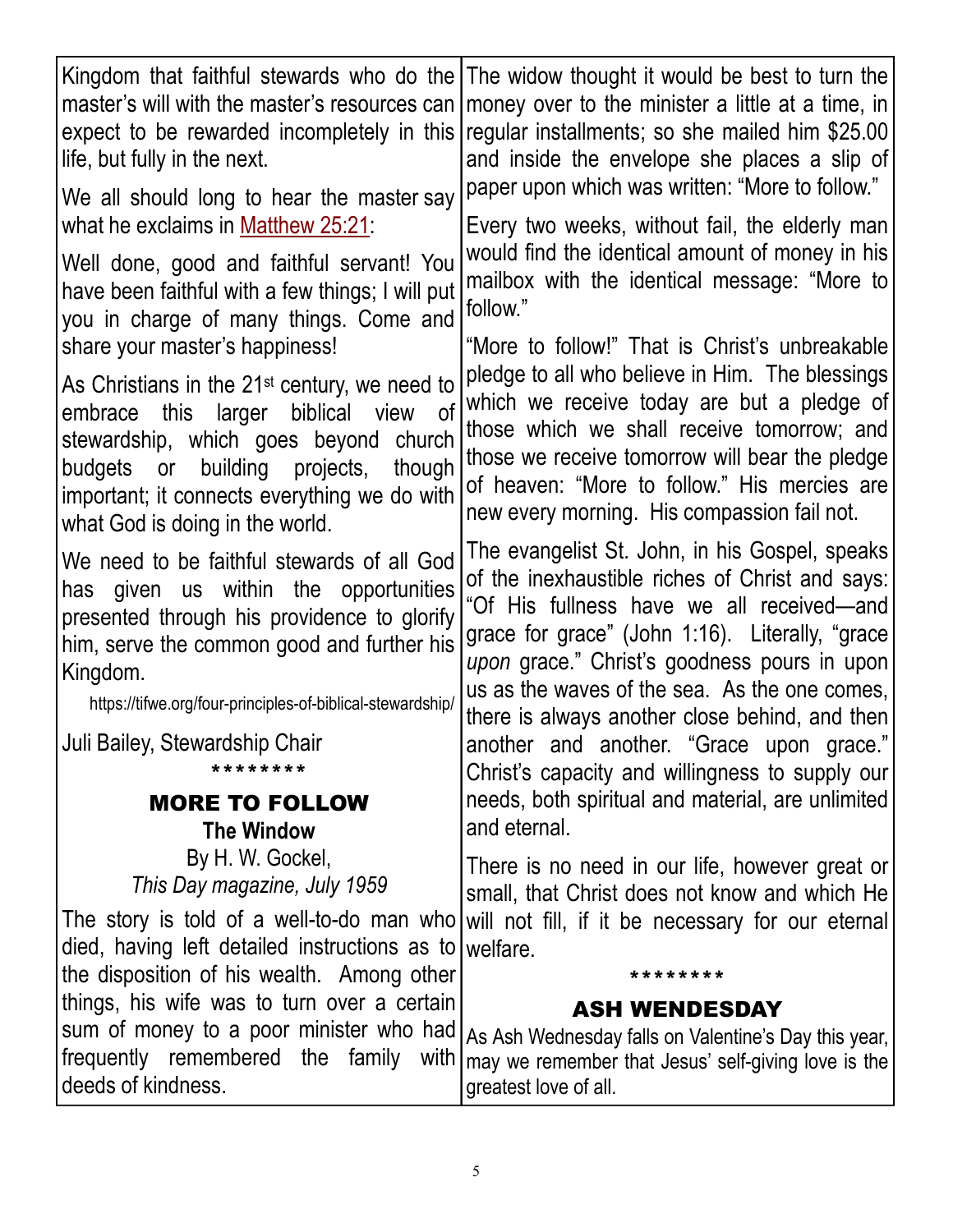Kingdom that faithful stewards who do the master's will with the master's resources can expect to be rewarded incompletely in this life, but fully in the next.

We all should long to hear the master say what he exclaims in Matthew 25:21:

Well done, good and faithful servant! You have been faithful with a few things; I will put you in charge of many things. Come and share your master's happiness!

As Christians in the 21st century, we need to embrace this larger biblical view of stewardship, which goes beyond church budgets or building projects, though important; it connects everything we do with what God is doing in the world.

We need to be faithful stewards of all God has given us within the opportunities presented through his providence to glorify him, serve the common good and further his Kingdom.

https://tifwe.org/four-principles-of-biblical-stewardship/

Juli Bailey, Stewardship Chair

********

## MORE TO FOLLOW

**The Window**

By H. W. Gockel,
*This Day magazine, July 1959*

The story is told of a well-to-do man who died, having left detailed instructions as to the disposition of his wealth. Among other things, his wife was to turn over a certain sum of money to a poor minister who had frequently remembered the family with deeds of kindness.

The widow thought it would be best to turn the money over to the minister a little at a time, in regular installments; so she mailed him $25.00 and inside the envelope she places a slip of paper upon which was written: "More to follow."

Every two weeks, without fail, the elderly man would find the identical amount of money in his mailbox with the identical message: "More to follow."

"More to follow!" That is Christ's unbreakable pledge to all who believe in Him. The blessings which we receive today are but a pledge of those which we shall receive tomorrow; and those we receive tomorrow will bear the pledge of heaven: "More to follow." His mercies are new every morning. His compassion fail not.

The evangelist St. John, in his Gospel, speaks of the inexhaustible riches of Christ and says: "Of His fullness have we all received—and grace for grace" (John 1:16). Literally, "grace *upon* grace." Christ's goodness pours in upon us as the waves of the sea. As the one comes, there is always another close behind, and then another and another. "Grace upon grace." Christ's capacity and willingness to supply our needs, both spiritual and material, are unlimited and eternal.

There is no need in our life, however great or small, that Christ does not know and which He will not fill, if it be necessary for our eternal welfare.

********

## ASH WENDESDAY

As Ash Wednesday falls on Valentine's Day this year, may we remember that Jesus' self-giving love is the greatest love of all.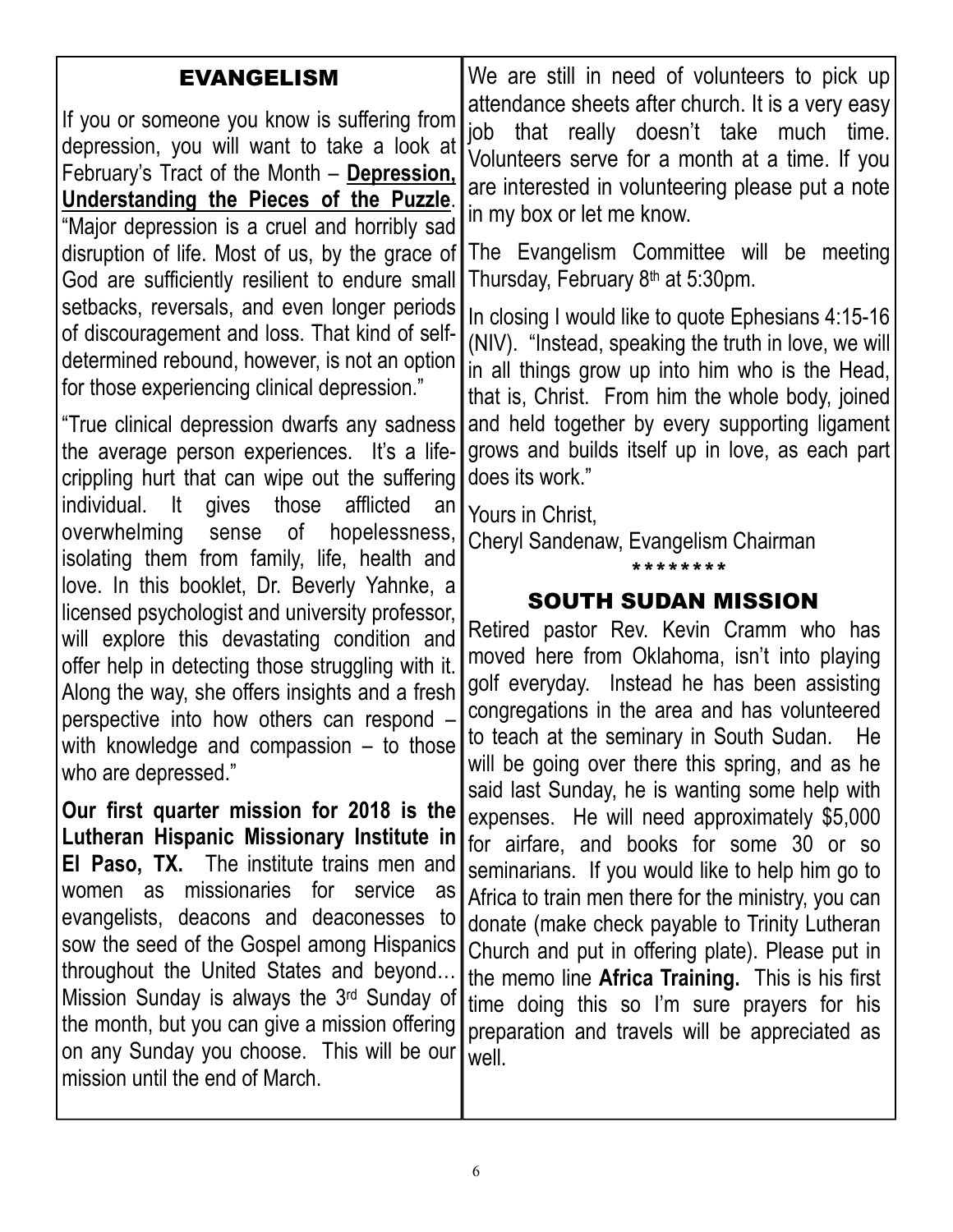## EVANGELISM

If you or someone you know is suffering from depression, you will want to take a look at February's Tract of the Month – **Depression, Understanding the Pieces of the Puzzle**. "Major depression is a cruel and horribly sad disruption of life. Most of us, by the grace of God are sufficiently resilient to endure small setbacks, reversals, and even longer periods of discouragement and loss. That kind of self-determined rebound, however, is not an option for those experiencing clinical depression."

"True clinical depression dwarfs any sadness the average person experiences. It's a life-crippling hurt that can wipe out the suffering individual. It gives those afflicted an overwhelming sense of hopelessness, isolating them from family, life, health and love. In this booklet, Dr. Beverly Yahnke, a licensed psychologist and university professor, will explore this devastating condition and offer help in detecting those struggling with it. Along the way, she offers insights and a fresh perspective into how others can respond – with knowledge and compassion – to those who are depressed."

**Our first quarter mission for 2018 is the Lutheran Hispanic Missionary Institute in El Paso, TX.** The institute trains men and women as missionaries for service as evangelists, deacons and deaconesses to sow the seed of the Gospel among Hispanics throughout the United States and beyond… Mission Sunday is always the 3rd Sunday of the month, but you can give a mission offering on any Sunday you choose. This will be our mission until the end of March.

We are still in need of volunteers to pick up attendance sheets after church. It is a very easy job that really doesn't take much time. Volunteers serve for a month at a time. If you are interested in volunteering please put a note in my box or let me know.

The Evangelism Committee will be meeting Thursday, February 8th at 5:30pm.

In closing I would like to quote Ephesians 4:15-16 (NIV). "Instead, speaking the truth in love, we will in all things grow up into him who is the Head, that is, Christ. From him the whole body, joined and held together by every supporting ligament grows and builds itself up in love, as each part does its work."

Yours in Christ,
Cheryl Sandenaw, Evangelism Chairman

********

## SOUTH SUDAN MISSION

Retired pastor Rev. Kevin Cramm who has moved here from Oklahoma, isn't into playing golf everyday. Instead he has been assisting congregations in the area and has volunteered to teach at the seminary in South Sudan. He will be going over there this spring, and as he said last Sunday, he is wanting some help with expenses. He will need approximately $5,000 for airfare, and books for some 30 or so seminarians. If you would like to help him go to Africa to train men there for the ministry, you can donate (make check payable to Trinity Lutheran Church and put in offering plate). Please put in the memo line **Africa Training.** This is his first time doing this so I'm sure prayers for his preparation and travels will be appreciated as well.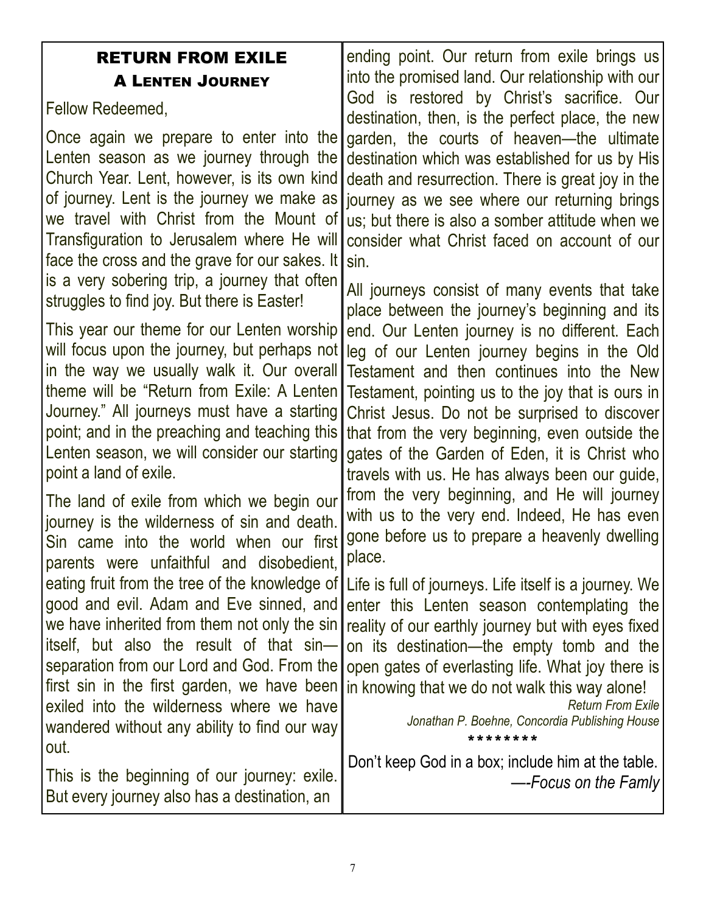## RETURN FROM EXILE

### A Lenten Journey

Fellow Redeemed,

Once again we prepare to enter into the Lenten season as we journey through the Church Year. Lent, however, is its own kind of journey. Lent is the journey we make as we travel with Christ from the Mount of Transfiguration to Jerusalem where He will face the cross and the grave for our sakes. It is a very sobering trip, a journey that often struggles to find joy. But there is Easter!

This year our theme for our Lenten worship will focus upon the journey, but perhaps not in the way we usually walk it. Our overall theme will be "Return from Exile: A Lenten Journey." All journeys must have a starting point; and in the preaching and teaching this Lenten season, we will consider our starting point a land of exile.

The land of exile from which we begin our journey is the wilderness of sin and death. Sin came into the world when our first parents were unfaithful and disobedient, eating fruit from the tree of the knowledge of good and evil. Adam and Eve sinned, and we have inherited from them not only the sin itself, but also the result of that sin—separation from our Lord and God. From the first sin in the first garden, we have been exiled into the wilderness where we have wandered without any ability to find our way out.

This is the beginning of our journey: exile. But every journey also has a destination, an ending point. Our return from exile brings us into the promised land. Our relationship with our God is restored by Christ's sacrifice. Our destination, then, is the perfect place, the new garden, the courts of heaven—the ultimate destination which was established for us by His death and resurrection. There is great joy in the journey as we see where our returning brings us; but there is also a somber attitude when we consider what Christ faced on account of our sin.

All journeys consist of many events that take place between the journey's beginning and its end. Our Lenten journey is no different. Each leg of our Lenten journey begins in the Old Testament and then continues into the New Testament, pointing us to the joy that is ours in Christ Jesus. Do not be surprised to discover that from the very beginning, even outside the gates of the Garden of Eden, it is Christ who travels with us. He has always been our guide, from the very beginning, and He will journey with us to the very end. Indeed, He has even gone before us to prepare a heavenly dwelling place.

Life is full of journeys. Life itself is a journey. We enter this Lenten season contemplating the reality of our earthly journey but with eyes fixed on its destination—the empty tomb and the open gates of everlasting life. What joy there is in knowing that we do not walk this way alone!

*Return From Exile*
*Jonathan P. Boehne, Concordia Publishing House*

\*\*\*\*\*\*\*\*

Don't keep God in a box; include him at the table.
—-*Focus on the Famly*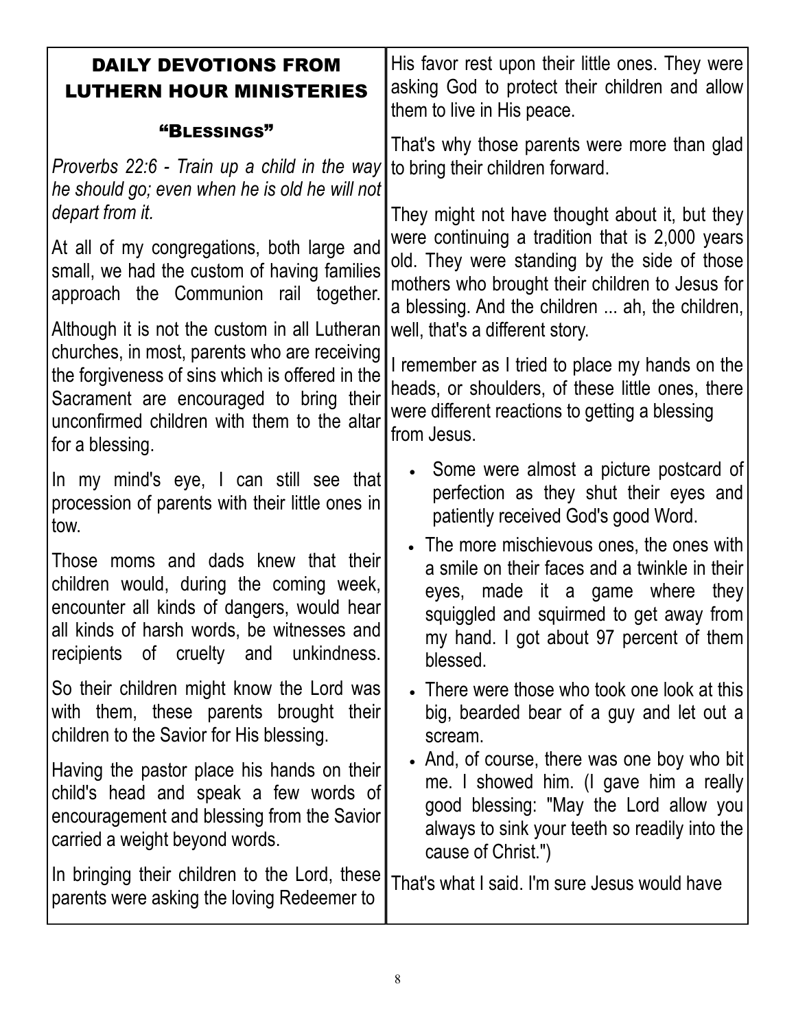## DAILY DEVOTIONS FROM LUTHERN HOUR MINISTERIES

### "Blessings"

*Proverbs 22:6 - Train up a child in the way he should go; even when he is old he will not depart from it.*

At all of my congregations, both large and small, we had the custom of having families approach the Communion rail together.

Although it is not the custom in all Lutheran churches, in most, parents who are receiving the forgiveness of sins which is offered in the Sacrament are encouraged to bring their unconfirmed children with them to the altar for a blessing.

In my mind's eye, I can still see that procession of parents with their little ones in tow.

Those moms and dads knew that their children would, during the coming week, encounter all kinds of dangers, would hear all kinds of harsh words, be witnesses and recipients of cruelty and unkindness.

So their children might know the Lord was with them, these parents brought their children to the Savior for His blessing.

Having the pastor place his hands on their child's head and speak a few words of encouragement and blessing from the Savior carried a weight beyond words.

In bringing their children to the Lord, these parents were asking the loving Redeemer to His favor rest upon their little ones. They were asking God to protect their children and allow them to live in His peace.

That's why those parents were more than glad to bring their children forward.

They might not have thought about it, but they were continuing a tradition that is 2,000 years old. They were standing by the side of those mothers who brought their children to Jesus for a blessing. And the children ... ah, the children, well, that's a different story.

I remember as I tried to place my hands on the heads, or shoulders, of these little ones, there were different reactions to getting a blessing from Jesus.

- Some were almost a picture postcard of perfection as they shut their eyes and patiently received God's good Word.
- The more mischievous ones, the ones with a smile on their faces and a twinkle in their eyes, made it a game where they squiggled and squirmed to get away from my hand. I got about 97 percent of them blessed.
- There were those who took one look at this big, bearded bear of a guy and let out a scream.
- And, of course, there was one boy who bit me. I showed him. (I gave him a really good blessing: "May the Lord allow you always to sink your teeth so readily into the cause of Christ.")

That's what I said. I'm sure Jesus would have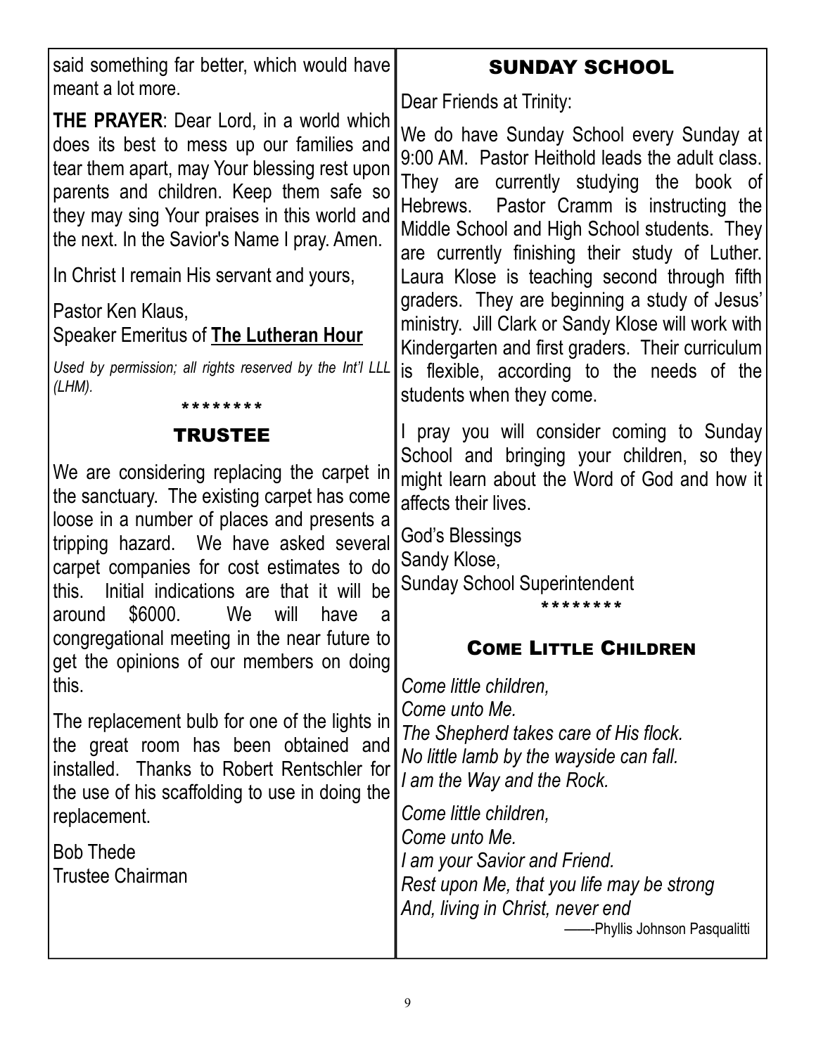said something far better, which would have meant a lot more.

**THE PRAYER**: Dear Lord, in a world which does its best to mess up our families and tear them apart, may Your blessing rest upon parents and children. Keep them safe so they may sing Your praises in this world and the next. In the Savior's Name I pray. Amen.

In Christ I remain His servant and yours,

Pastor Ken Klaus,
Speaker Emeritus of **The Lutheran Hour**

*Used by permission; all rights reserved by the Int'l LLL (LHM).*

\*\*\*\*\*\*\*\*

## TRUSTEE

We are considering replacing the carpet in the sanctuary. The existing carpet has come loose in a number of places and presents a tripping hazard. We have asked several carpet companies for cost estimates to do this. Initial indications are that it will be around $6000. We will have a congregational meeting in the near future to get the opinions of our members on doing this.

The replacement bulb for one of the lights in the great room has been obtained and installed. Thanks to Robert Rentschler for the use of his scaffolding to use in doing the replacement.

Bob Thede
Trustee Chairman

## SUNDAY SCHOOL

Dear Friends at Trinity:

We do have Sunday School every Sunday at 9:00 AM. Pastor Heithold leads the adult class. They are currently studying the book of Hebrews. Pastor Cramm is instructing the Middle School and High School students. They are currently finishing their study of Luther. Laura Klose is teaching second through fifth graders. They are beginning a study of Jesus' ministry. Jill Clark or Sandy Klose will work with Kindergarten and first graders. Their curriculum is flexible, according to the needs of the students when they come.

I pray you will consider coming to Sunday School and bringing your children, so they might learn about the Word of God and how it affects their lives.

God's Blessings
Sandy Klose,
Sunday School Superintendent

\*\*\*\*\*\*\*\*

## Come Little Children

*Come little children,*
*Come unto Me.*
*The Shepherd takes care of His flock.*
*No little lamb by the wayside can fall.*
*I am the Way and the Rock.*

*Come little children,*
*Come unto Me.*
*I am your Savior and Friend.*
*Rest upon Me, that you life may be strong*
*And, living in Christ, never end*

——-Phyllis Johnson Pasqualitti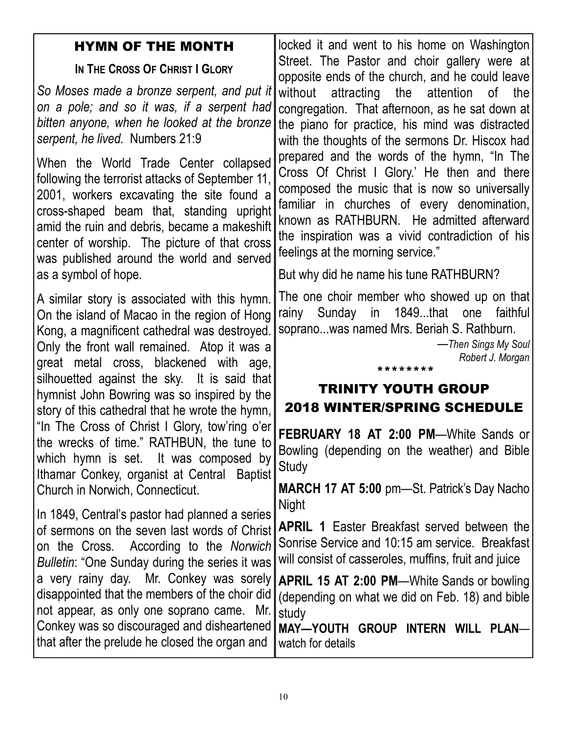## HYMN OF THE MONTH

### In The Cross Of Christ I Glory

*So Moses made a bronze serpent, and put it on a pole; and so it was, if a serpent had bitten anyone, when he looked at the bronze serpent, he lived.* Numbers 21:9

When the World Trade Center collapsed following the terrorist attacks of September 11, 2001, workers excavating the site found a cross-shaped beam that, standing upright amid the ruin and debris, became a makeshift center of worship. The picture of that cross was published around the world and served as a symbol of hope.

A similar story is associated with this hymn. On the island of Macao in the region of Hong Kong, a magnificent cathedral was destroyed. Only the front wall remained. Atop it was a great metal cross, blackened with age, silhouetted against the sky. It is said that hymnist John Bowring was so inspired by the story of this cathedral that he wrote the hymn, "In The Cross of Christ I Glory, tow'ring o'er the wrecks of time." RATHBUN, the tune to which hymn is set. It was composed by Ithamar Conkey, organist at Central Baptist Church in Norwich, Connecticut.

In 1849, Central's pastor had planned a series of sermons on the seven last words of Christ on the Cross. According to the *Norwich Bulletin*: "One Sunday during the series it was a very rainy day. Mr. Conkey was sorely disappointed that the members of the choir did not appear, as only one soprano came. Mr. Conkey was so discouraged and disheartened that after the prelude he closed the organ and locked it and went to his home on Washington Street. The Pastor and choir gallery were at opposite ends of the church, and he could leave without attracting the attention of the congregation. That afternoon, as he sat down at the piano for practice, his mind was distracted with the thoughts of the sermons Dr. Hiscox had prepared and the words of the hymn, "In The Cross Of Christ I Glory.' He then and there composed the music that is now so universally familiar in churches of every denomination, known as RATHBURN. He admitted afterward the inspiration was a vivid contradiction of his feelings at the morning service."

But why did he name his tune RATHBURN?

The one choir member who showed up on that rainy Sunday in 1849...that one faithful soprano...was named Mrs. Beriah S. Rathburn.

—*Then Sings My Soul*
*Robert J. Morgan*

\*\*\*\*\*\*\*\*

## TRINITY YOUTH GROUP 2018 WINTER/SPRING SCHEDULE

**FEBRUARY 18 AT 2:00 PM**—White Sands or Bowling (depending on the weather) and Bible Study

**MARCH 17 AT 5:00** pm—St. Patrick's Day Nacho Night

**APRIL 1** Easter Breakfast served between the Sonrise Service and 10:15 am service. Breakfast will consist of casseroles, muffins, fruit and juice

**APRIL 15 AT 2:00 PM**—White Sands or bowling (depending on what we did on Feb. 18) and bible study

**MAY—YOUTH GROUP INTERN WILL PLAN**—watch for details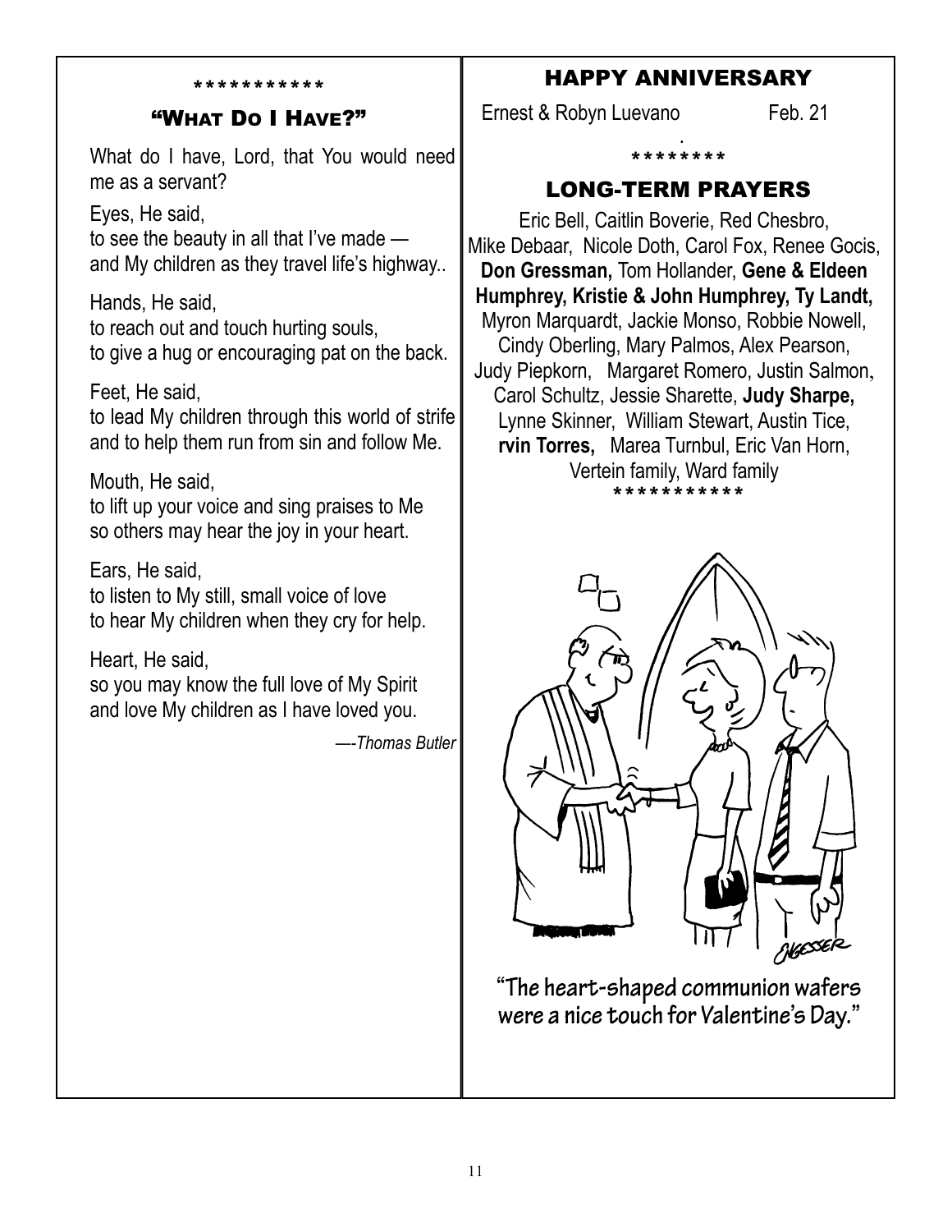\* \* \* \* \* \* \* \* \* \* \*

## "What Do I Have?"

What do I have, Lord, that You would need me as a servant?

Eyes, He said,
to see the beauty in all that I've made —
and My children as they travel life's highway..

Hands, He said,
to reach out and touch hurting souls,
to give a hug or encouraging pat on the back.

Feet, He said,
to lead My children through this world of strife
and to help them run from sin and follow Me.

Mouth, He said,
to lift up your voice and sing praises to Me
so others may hear the joy in your heart.

Ears, He said,
to listen to My still, small voice of love
to hear My children when they cry for help.

Heart, He said,
so you may know the full love of My Spirit
and love My children as I have loved you.

*—-Thomas Butler*

## HAPPY ANNIVERSARY

Ernest & Robyn Luevano — Feb. 21

.

* * * * * * * *

## LONG-TERM PRAYERS

Eric Bell, Caitlin Boverie, Red Chesbro, Mike Debaar, Nicole Doth, Carol Fox, Renee Gocis, **Don Gressman,** Tom Hollander, **Gene & Eldeen Humphrey, Kristie & John Humphrey, Ty Landt,** Myron Marquardt, Jackie Monso, Robbie Nowell, Cindy Oberling, Mary Palmos, Alex Pearson, Judy Piepkorn, Margaret Romero, Justin Salmon, Carol Schultz, Jessie Sharette, **Judy Sharpe,** Lynne Skinner, William Stewart, Austin Tice, **rvin Torres,** Marea Turnbul, Eric Van Horn, Vertein family, Ward family

* * * * * * * * * * *

"The heart-shaped communion wafers were a nice touch for Valentine's Day."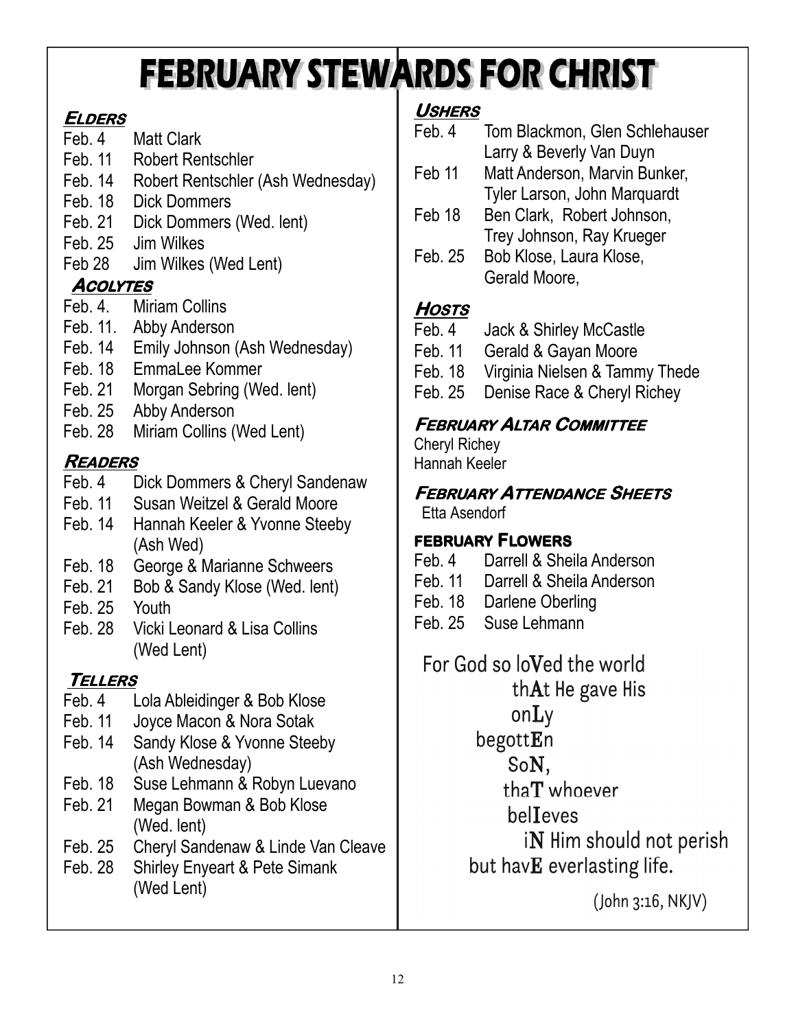# FEBRUARY STEWARDS FOR CHRIST

### *Elders*

| | |
|---|---|
| Feb. 4 | Matt Clark |
| Feb. 11 | Robert Rentschler |
| Feb. 14 | Robert Rentschler (Ash Wednesday) |
| Feb. 18 | Dick Dommers |
| Feb. 21 | Dick Dommers (Wed. lent) |
| Feb. 25 | Jim Wilkes |
| Feb 28 | Jim Wilkes (Wed Lent) |

### *Acolytes*

| | |
|---|---|
| Feb. 4. | Miriam Collins |
| Feb. 11. | Abby Anderson |
| Feb. 14 | Emily Johnson (Ash Wednesday) |
| Feb. 18 | EmmaLee Kommer |
| Feb. 21 | Morgan Sebring (Wed. lent) |
| Feb. 25 | Abby Anderson |
| Feb. 28 | Miriam Collins (Wed Lent) |

### *Readers*

| | |
|---|---|
| Feb. 4 | Dick Dommers & Cheryl Sandenaw |
| Feb. 11 | Susan Weitzel & Gerald Moore |
| Feb. 14 | Hannah Keeler & Yvonne Steeby (Ash Wed) |
| Feb. 18 | George & Marianne Schweers |
| Feb. 21 | Bob & Sandy Klose (Wed. lent) |
| Feb. 25 | Youth |
| Feb. 28 | Vicki Leonard & Lisa Collins (Wed Lent) |

### *Tellers*

| | |
|---|---|
| Feb. 4 | Lola Ableidinger & Bob Klose |
| Feb. 11 | Joyce Macon & Nora Sotak |
| Feb. 14 | Sandy Klose & Yvonne Steeby (Ash Wednesday) |
| Feb. 18 | Suse Lehmann & Robyn Luevano |
| Feb. 21 | Megan Bowman & Bob Klose (Wed. lent) |
| Feb. 25 | Cheryl Sandenaw & Linde Van Cleave |
| Feb. 28 | Shirley Enyeart & Pete Simank (Wed Lent) |

### *Ushers*

| | |
|---|---|
| Feb. 4 | Tom Blackmon, Glen Schlehauser Larry & Beverly Van Duyn |
| Feb 11 | Matt Anderson, Marvin Bunker, Tyler Larson, John Marquardt |
| Feb 18 | Ben Clark, Robert Johnson, Trey Johnson, Ray Krueger |
| Feb. 25 | Bob Klose, Laura Klose, Gerald Moore, |

### *Hosts*

| | |
|---|---|
| Feb. 4 | Jack & Shirley McCastle |
| Feb. 11 | Gerald & Gayan Moore |
| Feb. 18 | Virginia Nielsen & Tammy Thede |
| Feb. 25 | Denise Race & Cheryl Richey |

### *February Altar Committee*

Cheryl Richey
Hannah Keeler

### *February Attendance Sheets*

Etta Asendorf

### FEBRUARY FLOWERS

| | |
|---|---|
| Feb. 4 | Darrell & Sheila Anderson |
| Feb. 11 | Darrell & Sheila Anderson |
| Feb. 18 | Darlene Oberling |
| Feb. 25 | Suse Lehmann |

For God so loVed the world
thAt He gave His
onLy
begottEn
SoN,
thaT whoever
belIeves
iN Him should not perish
but havE everlasting life.

(John 3:16, NKJV)